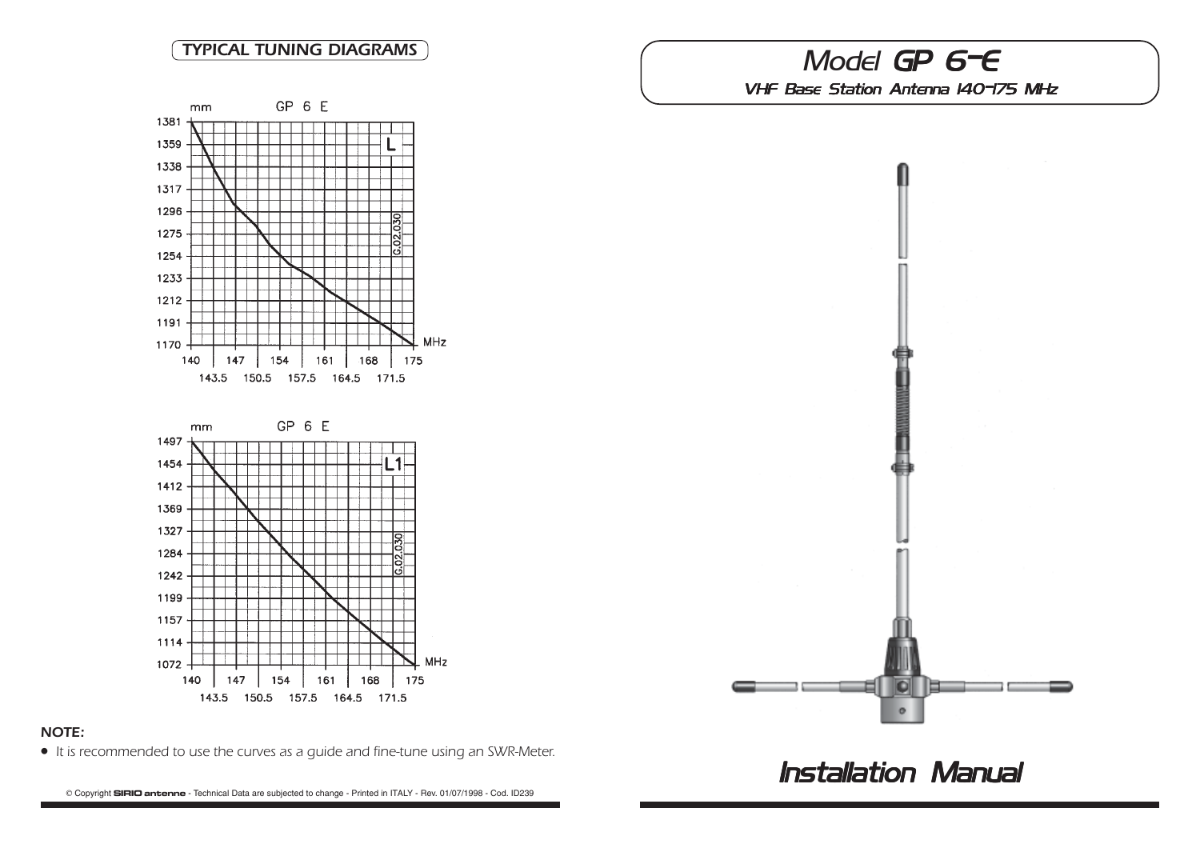## TYPICAL TUNING DIAGRAMS

GP 6 E — L (mm vs MHz, 140–175 MHz; 1170–1381 mm) — G.02.030

GP 6 E — L1 (mm vs MHz, 140–175 MHz; 1072–1497 mm) — G.02.030

**NOTE:**

- *It is recommended to use the curves as a guide and fine-tune using an SWR-Meter.*

© Copyright **SIRIO antenne** - Technical Data are subjected to change - Printed in ITALY - Rev. 01/07/1998 - Cod. ID239

# *Model* **GP 6-E**

*VHF Base Station Antenna 140-175 MHz*

# *Installation Manual*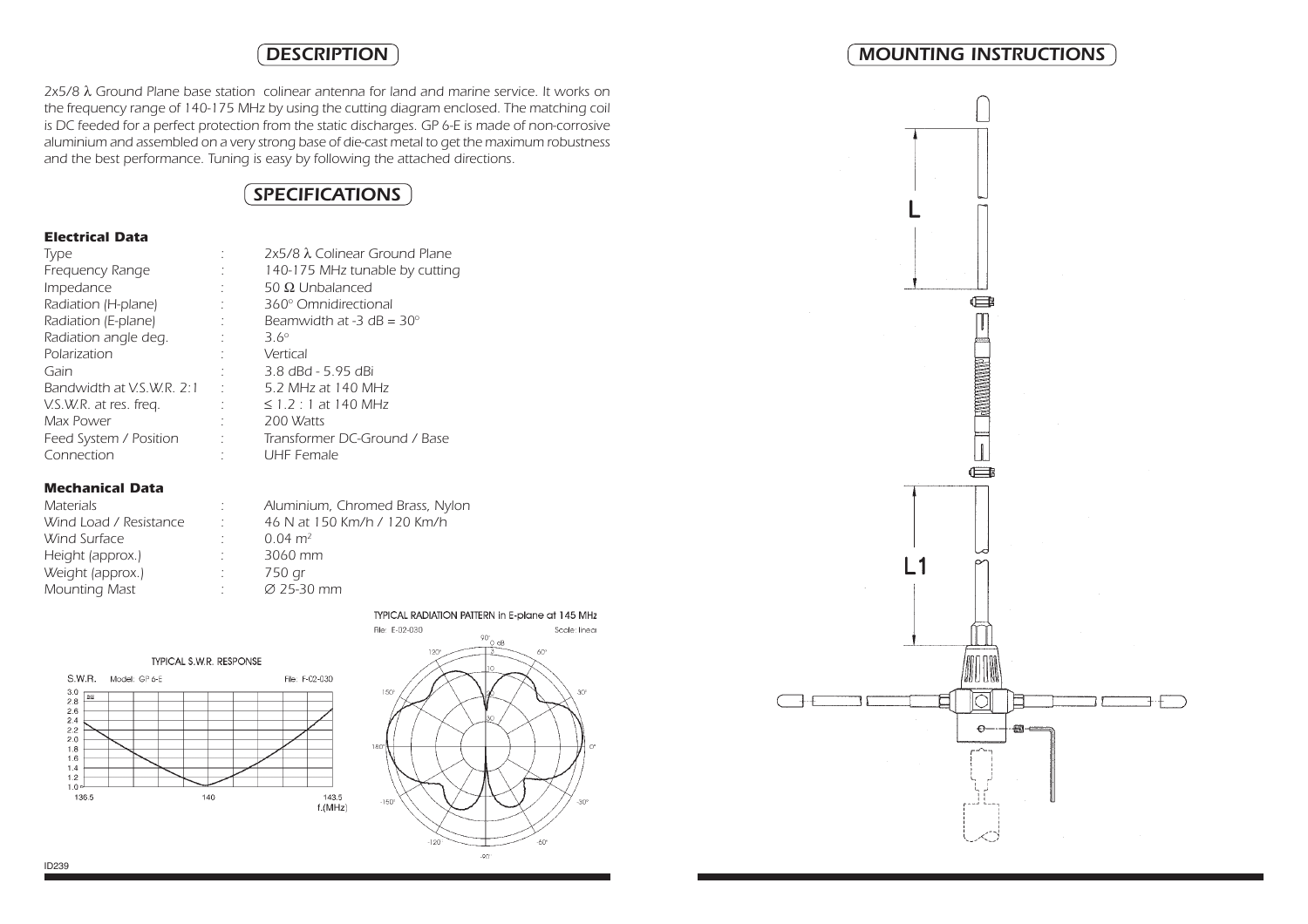## DESCRIPTION

*2x5/8 λ Ground Plane base station colinear antenna for land and marine service. It works on the frequency range of 140-175 MHz by using the cutting diagram enclosed. The matching coil is DC feeded for a perfect protection from the static discharges. GP 6-E is made of non-corrosive aluminium and assembled on a very strong base of die-cast metal to get the maximum robustness and the best performance. Tuning is easy by following the attached directions.*

## SPECIFICATIONS

### Electrical Data

| | | |
|---|---|---|
| Type | : | 2x5/8 λ Colinear Ground Plane |
| Frequency Range | : | 140-175 MHz tunable by cutting |
| Impedance | : | 50 Ω Unbalanced |
| Radiation (H-plane) | : | 360° Omnidirectional |
| Radiation (E-plane) | : | Beamwidth at -3 dB = 30° |
| Radiation angle deg. | : | 3.6° |
| Polarization | : | Vertical |
| Gain | : | 3.8 dBd - 5.95 dBi |
| Bandwidth at V.S.W.R. 2:1 | : | 5.2 MHz at 140 MHz |
| V.S.W.R. at res. freq. | : | ≤ 1.2 : 1 at 140 MHz |
| Max Power | : | 200 Watts |
| Feed System / Position | : | Transformer DC-Ground / Base |
| Connection | : | UHF Female |

### Mechanical Data

| | | |
|---|---|---|
| Materials | : | Aluminium, Chromed Brass, Nylon |
| Wind Load / Resistance | : | 46 N at 150 Km/h / 120 Km/h |
| Wind Surface | : | 0.04 m² |
| Height (approx.) | : | 3060 mm |
| Weight (approx.) | : | 750 gr |
| Mounting Mast | : | Ø 25-30 mm |

TYPICAL S.W.R. RESPONSE

S.W.R. Model: GP 6-E File: F-02-030

3.0 2.8 2.6 2.4 2.2 2.0 1.8 1.6 1.4 1.2 1.0

136.5 140 143.5 f.(MHz)

TYPICAL RADIATION PATTERN in E-plane at 145 MHz

File: E-02-030 Scale: linear

90° 0 dB 3 10 30 120° 60° 150° 30° 180° 0° -150° -30° -120° -60° -90°

ID239

## MOUNTING INSTRUCTIONS

L

L1